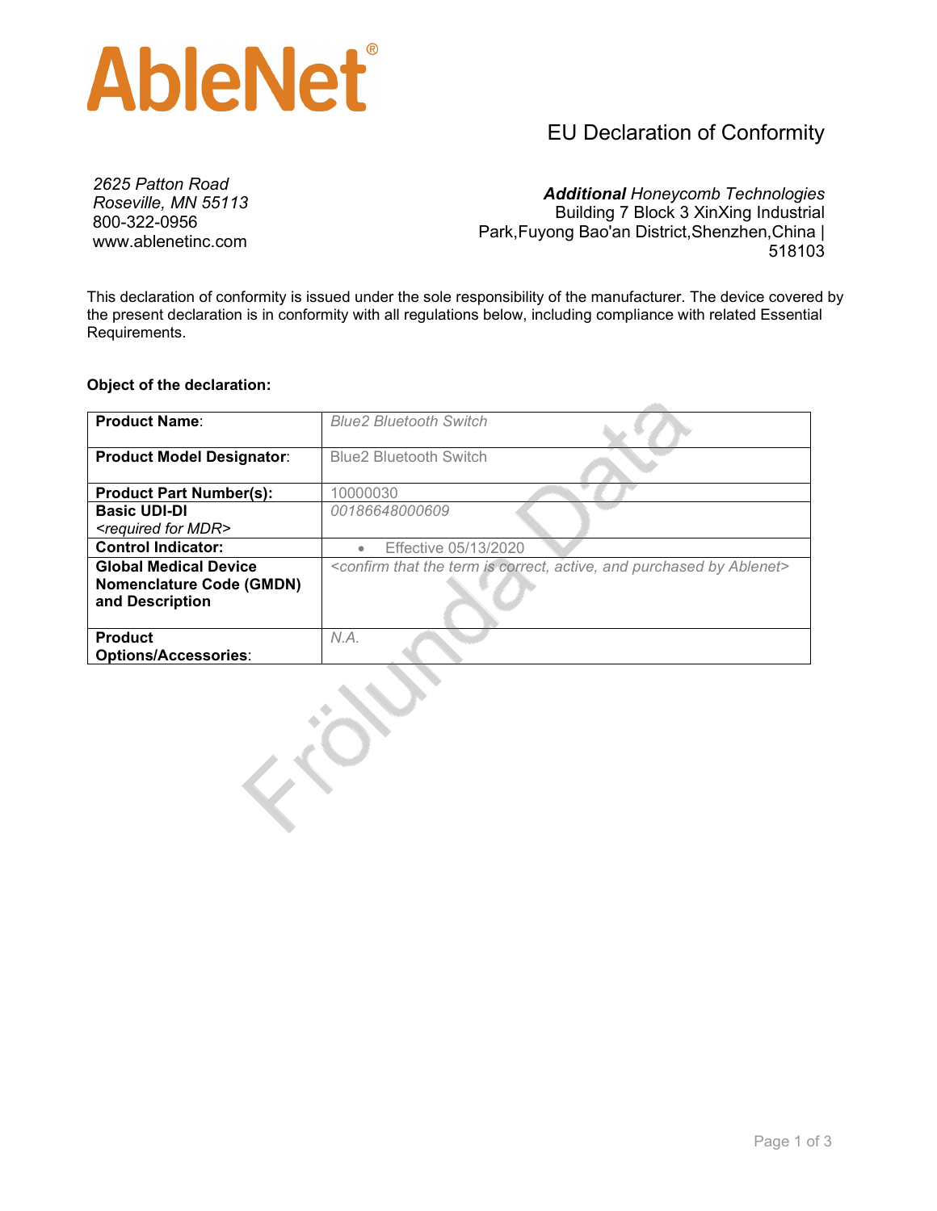# AbleNet®

## EU Declaration of Conformity

*2625 Patton Road*
*Roseville, MN 55113*
800-322-0956
www.ablenetinc.com

***Additional*** *Honeycomb Technologies*
Building 7 Block 3 XinXing Industrial Park,Fuyong Bao'an District,Shenzhen,China | 518103

This declaration of conformity is issued under the sole responsibility of the manufacturer. The device covered by the present declaration is in conformity with all regulations below, including compliance with related Essential Requirements.

**Object of the declaration:**

| | |
|---|---|
| **Product Name**: | *Blue2 Bluetooth Switch* |
| **Product Model Designator**: | Blue2 Bluetooth Switch |
| **Product Part Number(s):** | 10000030 |
| **Basic UDI-DI** *<required for MDR>* | *00186648000609* |
| **Control Indicator:** | • Effective 05/13/2020 |
| **Global Medical Device Nomenclature Code (GMDN) and Description** | *<confirm that the term is correct, active, and purchased by Ablenet>* |
| **Product Options/Accessories**: | *N.A.* |

Frölunda Data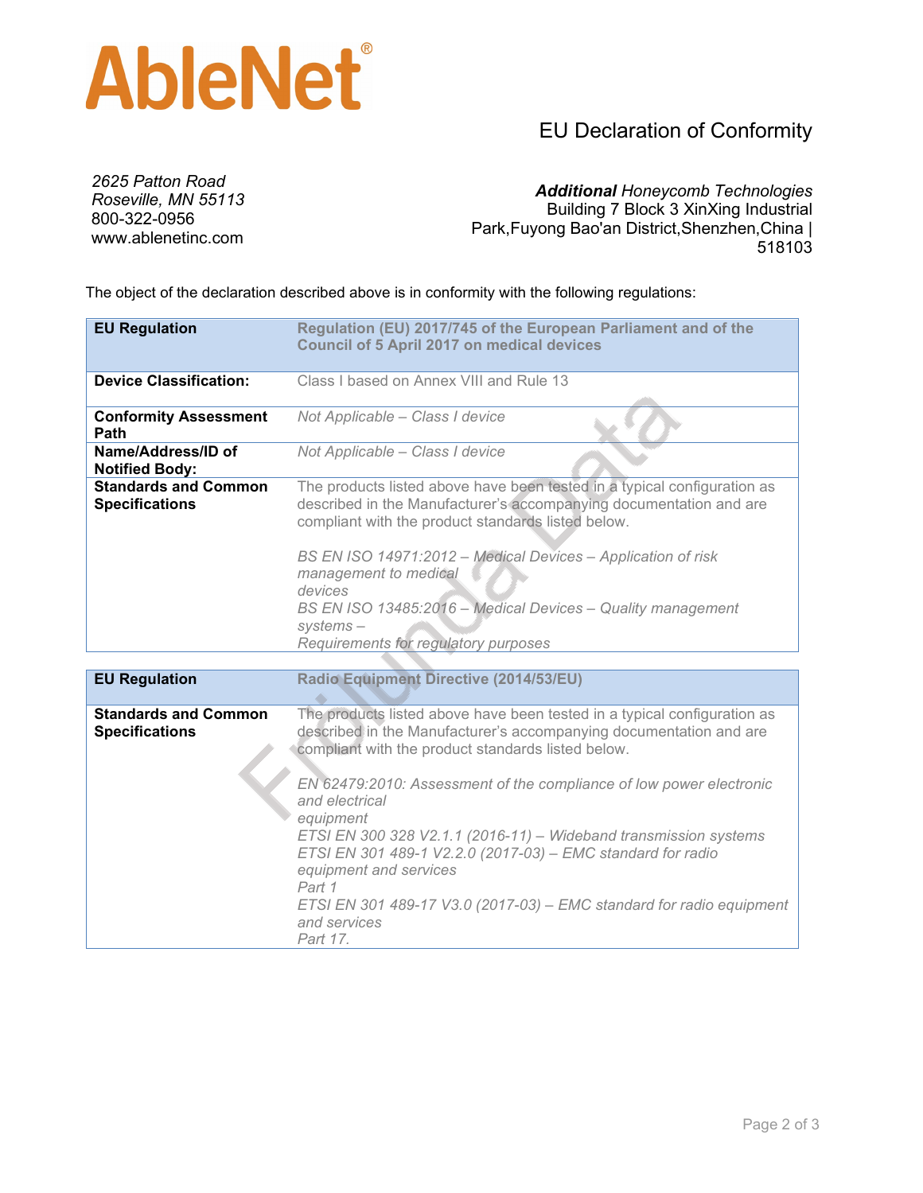AbleNet®

# EU Declaration of Conformity

*2625 Patton Road*
*Roseville, MN 55113*
800-322-0956
www.ablenetinc.com

***Additional** Honeycomb Technologies*
Building 7 Block 3 XinXing Industrial Park,Fuyong Bao'an District,Shenzhen,China | 518103

The object of the declaration described above is in conformity with the following regulations:

| **EU Regulation** | **Regulation (EU) 2017/745 of the European Parliament and of the Council of 5 April 2017 on medical devices** |
|---|---|
| **Device Classification:** | Class I based on Annex VIII and Rule 13 |
| **Conformity Assessment Path** | *Not Applicable – Class I device* |
| **Name/Address/ID of Notified Body:** | *Not Applicable – Class I device* |
| **Standards and Common Specifications** | The products listed above have been tested in a typical configuration as described in the Manufacturer's accompanying documentation and are compliant with the product standards listed below.<br><br>*BS EN ISO 14971:2012 – Medical Devices – Application of risk management to medical devices*<br>*BS EN ISO 13485:2016 – Medical Devices – Quality management systems – Requirements for regulatory purposes* |

| **EU Regulation** | **Radio Equipment Directive (2014/53/EU)** |
|---|---|
| **Standards and Common Specifications** | The products listed above have been tested in a typical configuration as described in the Manufacturer's accompanying documentation and are compliant with the product standards listed below.<br><br>*EN 62479:2010: Assessment of the compliance of low power electronic and electrical equipment*<br>*ETSI EN 300 328 V2.1.1 (2016-11) – Wideband transmission systems*<br>*ETSI EN 301 489-1 V2.2.0 (2017-03) – EMC standard for radio equipment and services Part 1*<br>*ETSI EN 301 489-17 V3.0 (2017-03) – EMC standard for radio equipment and services Part 17.* |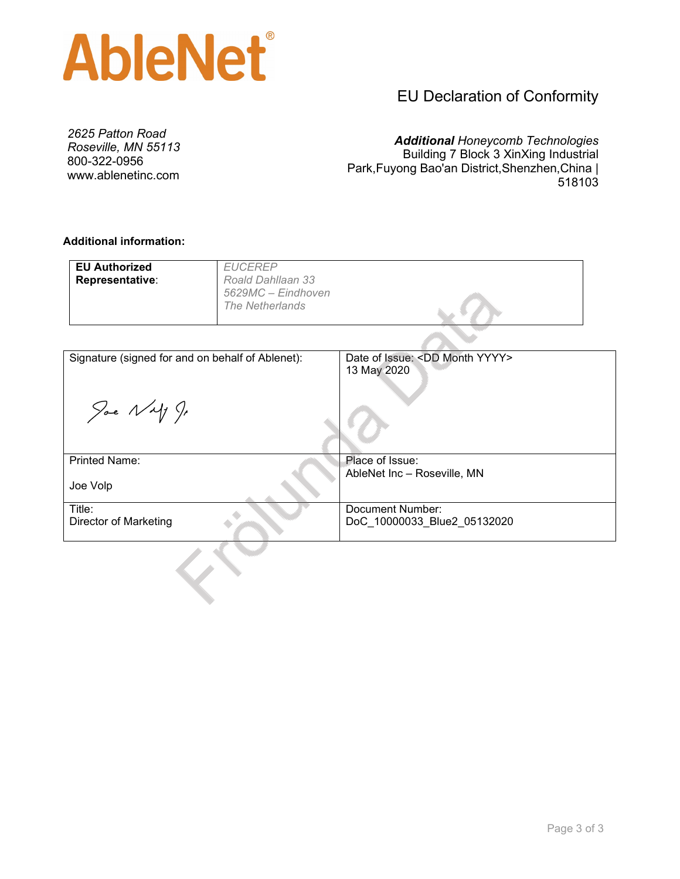AbleNet®

# EU Declaration of Conformity

*2625 Patton Road*
*Roseville, MN 55113*
800-322-0956
www.ablenetinc.com

***Additional** Honeycomb Technologies*
Building 7 Block 3 XinXing Industrial Park,Fuyong Bao'an District,Shenzhen,China | 518103

**Additional information:**

| | |
|---|---|
| **EU Authorized Representative**: | *EUCEREP*<br>*Roald Dahllaan 33*<br>*5629MC – Eindhoven*<br>*The Netherlands* |

| | |
|---|---|
| Signature (signed for and on behalf of Ablenet):<br>[signature] | Date of Issue: <DD Month YYYY><br>13 May 2020 |
| Printed Name:<br>Joe Volp | Place of Issue:<br>AbleNet Inc – Roseville, MN |
| Title:<br>Director of Marketing | Document Number:<br>DoC_10000033_Blue2_05132020 |